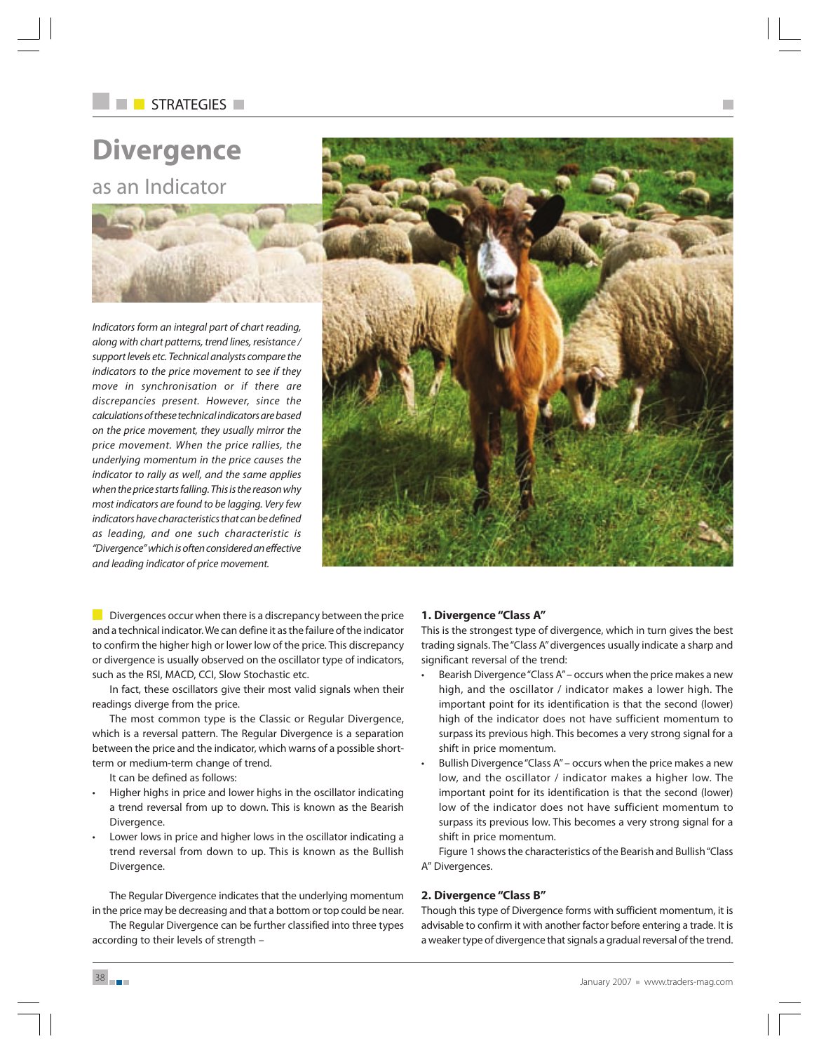# Divergence

## as an Indicator

*Indicators form an integral part of chart reading, along with chart patterns, trend lines, resistance / support levels etc. Technical analysts compare the indicators to the price movement to see if they move in synchronisation or if there are discrepancies present. However, since the calculations of these technical indicators are based on the price movement, they usually mirror the price movement. When the price rallies, the underlying momentum in the price causes the indicator to rally as well, and the same applies when the price starts falling. This is the reason why most indicators are found to be lagging. Very few indicators have characteristics that can be defined as leading, and one such characteristic is "Divergence" which is often considered an effective and leading indicator of price movement.*

Divergences occur when there is a discrepancy between the price and a technical indicator. We can define it as the failure of the indicator to confirm the higher high or lower low of the price. This discrepancy or divergence is usually observed on the oscillator type of indicators, such as the RSI, MACD, CCI, Slow Stochastic etc.

In fact, these oscillators give their most valid signals when their readings diverge from the price.

The most common type is the Classic or Regular Divergence, which is a reversal pattern. The Regular Divergence is a separation between the price and the indicator, which warns of a possible short-term or medium-term change of trend.

It can be defined as follows:

- Higher highs in price and lower highs in the oscillator indicating a trend reversal from up to down. This is known as the Bearish Divergence.
- Lower lows in price and higher lows in the oscillator indicating a trend reversal from down to up. This is known as the Bullish Divergence.

The Regular Divergence indicates that the underlying momentum in the price may be decreasing and that a bottom or top could be near.

The Regular Divergence can be further classified into three types according to their levels of strength –

### 1. Divergence "Class A"

This is the strongest type of divergence, which in turn gives the best trading signals. The "Class A" divergences usually indicate a sharp and significant reversal of the trend:

- Bearish Divergence "Class A" – occurs when the price makes a new high, and the oscillator / indicator makes a lower high. The important point for its identification is that the second (lower) high of the indicator does not have sufficient momentum to surpass its previous high. This becomes a very strong signal for a shift in price momentum.
- Bullish Divergence "Class A" – occurs when the price makes a new low, and the oscillator / indicator makes a higher low. The important point for its identification is that the second (lower) low of the indicator does not have sufficient momentum to surpass its previous low. This becomes a very strong signal for a shift in price momentum.

Figure 1 shows the characteristics of the Bearish and Bullish "Class A" Divergences.

### 2. Divergence "Class B"

Though this type of Divergence forms with sufficient momentum, it is advisable to confirm it with another factor before entering a trade. It is a weaker type of divergence that signals a gradual reversal of the trend.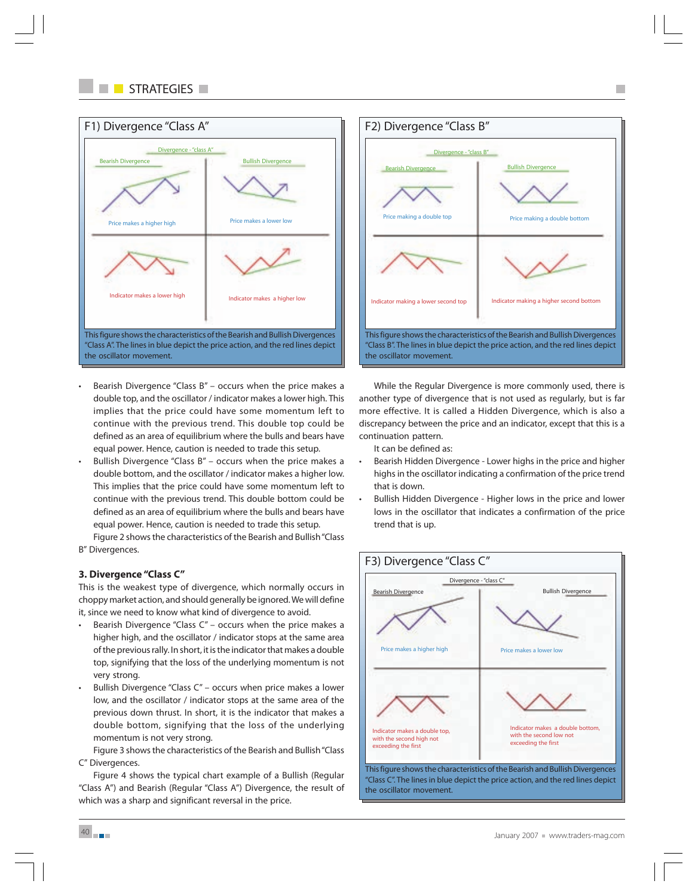## F1) Divergence "Class A"

Divergence - "class A"

Bearish Divergence — Price makes a higher high — Indicator makes a lower high

Bullish Divergence — Price makes a lower low — Indicator makes a higher low

This figure shows the characteristics of the Bearish and Bullish Divergences "Class A". The lines in blue depict the price action, and the red lines depict the oscillator movement.

## F2) Divergence "Class B"

Divergence - "class B"

Bearish Divergence — Price making a double top — Indicator making a lower second top

Bullish Divergence — Price making a double bottom — Indicator making a higher second bottom

This figure shows the characteristics of the Bearish and Bullish Divergences "Class B". The lines in blue depict the price action, and the red lines depict the oscillator movement.

- Bearish Divergence "Class B" – occurs when the price makes a double top, and the oscillator / indicator makes a lower high. This implies that the price could have some momentum left to continue with the previous trend. This double top could be defined as an area of equilibrium where the bulls and bears have equal power. Hence, caution is needed to trade this setup.
- Bullish Divergence "Class B" – occurs when the price makes a double bottom, and the oscillator / indicator makes a higher low. This implies that the price could have some momentum left to continue with the previous trend. This double bottom could be defined as an area of equilibrium where the bulls and bears have equal power. Hence, caution is needed to trade this setup.

Figure 2 shows the characteristics of the Bearish and Bullish "Class B" Divergences.

### 3. Divergence "Class C"

This is the weakest type of divergence, which normally occurs in choppy market action, and should generally be ignored. We will define it, since we need to know what kind of divergence to avoid.

- Bearish Divergence "Class C" – occurs when the price makes a higher high, and the oscillator / indicator stops at the same area of the previous rally. In short, it is the indicator that makes a double top, signifying that the loss of the underlying momentum is not very strong.
- Bullish Divergence "Class C" – occurs when price makes a lower low, and the oscillator / indicator stops at the same area of the previous down thrust. In short, it is the indicator that makes a double bottom, signifying that the loss of the underlying momentum is not very strong.

Figure 3 shows the characteristics of the Bearish and Bullish "Class C" Divergences.

Figure 4 shows the typical chart example of a Bullish (Regular "Class A") and Bearish (Regular "Class A") Divergence, the result of which was a sharp and significant reversal in the price.

While the Regular Divergence is more commonly used, there is another type of divergence that is not used as regularly, but is far more effective. It is called a Hidden Divergence, which is also a discrepancy between the price and an indicator, except that this is a continuation pattern.

It can be defined as:

- Bearish Hidden Divergence - Lower highs in the price and higher highs in the oscillator indicating a confirmation of the price trend that is down.
- Bullish Hidden Divergence - Higher lows in the price and lower lows in the oscillator that indicates a confirmation of the price trend that is up.

## F3) Divergence "Class C"

Divergence - "class C"

Bearish Divergence — Price makes a higher high — Indicator makes a double top, with the second high not exceeding the first

Bullish Divergence — Price makes a lower low — Indicator makes a double bottom, with the second low not exceeding the first

This figure shows the characteristics of the Bearish and Bullish Divergences "Class C". The lines in blue depict the price action, and the red lines depict the oscillator movement.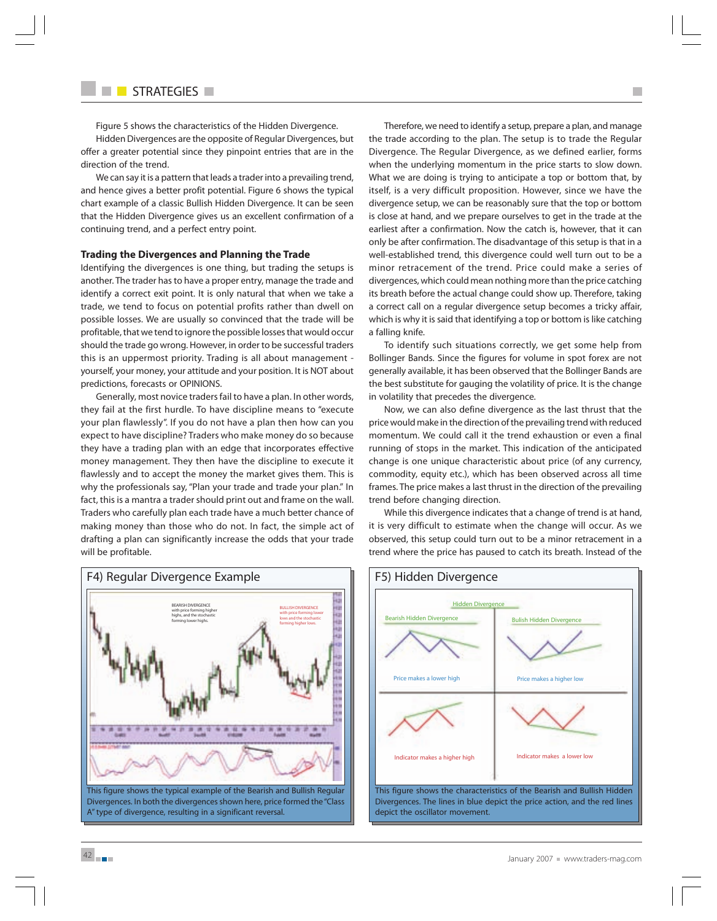Figure 5 shows the characteristics of the Hidden Divergence.

Hidden Divergences are the opposite of Regular Divergences, but offer a greater potential since they pinpoint entries that are in the direction of the trend.

We can say it is a pattern that leads a trader into a prevailing trend, and hence gives a better profit potential. Figure 6 shows the typical chart example of a classic Bullish Hidden Divergence. It can be seen that the Hidden Divergence gives us an excellent confirmation of a continuing trend, and a perfect entry point.

### Trading the Divergences and Planning the Trade

Identifying the divergences is one thing, but trading the setups is another. The trader has to have a proper entry, manage the trade and identify a correct exit point. It is only natural that when we take a trade, we tend to focus on potential profits rather than dwell on possible losses. We are usually so convinced that the trade will be profitable, that we tend to ignore the possible losses that would occur should the trade go wrong. However, in order to be successful traders this is an uppermost priority. Trading is all about management - yourself, your money, your attitude and your position. It is NOT about predictions, forecasts or OPINIONS.

Generally, most novice traders fail to have a plan. In other words, they fail at the first hurdle. To have discipline means to "execute your plan flawlessly". If you do not have a plan then how can you expect to have discipline? Traders who make money do so because they have a trading plan with an edge that incorporates effective money management. They then have the discipline to execute it flawlessly and to accept the money the market gives them. This is why the professionals say, "Plan your trade and trade your plan." In fact, this is a mantra a trader should print out and frame on the wall. Traders who carefully plan each trade have a much better chance of making money than those who do not. In fact, the simple act of drafting a plan can significantly increase the odds that your trade will be profitable.

Therefore, we need to identify a setup, prepare a plan, and manage the trade according to the plan. The setup is to trade the Regular Divergence. The Regular Divergence, as we defined earlier, forms when the underlying momentum in the price starts to slow down. What we are doing is trying to anticipate a top or bottom that, by itself, is a very difficult proposition. However, since we have the divergence setup, we can be reasonably sure that the top or bottom is close at hand, and we prepare ourselves to get in the trade at the earliest after a confirmation. Now the catch is, however, that it can only be after confirmation. The disadvantage of this setup is that in a well-established trend, this divergence could well turn out to be a minor retracement of the trend. Price could make a series of divergences, which could mean nothing more than the price catching its breath before the actual change could show up. Therefore, taking a correct call on a regular divergence setup becomes a tricky affair, which is why it is said that identifying a top or bottom is like catching a falling knife.

To identify such situations correctly, we get some help from Bollinger Bands. Since the figures for volume in spot forex are not generally available, it has been observed that the Bollinger Bands are the best substitute for gauging the volatility of price. It is the change in volatility that precedes the divergence.

Now, we can also define divergence as the last thrust that the price would make in the direction of the prevailing trend with reduced momentum. We could call it the trend exhaustion or even a final running of stops in the market. This indication of the anticipated change is one unique characteristic about price (of any currency, commodity, equity etc.), which has been observed across all time frames. The price makes a last thrust in the direction of the prevailing trend before changing direction.

While this divergence indicates that a change of trend is at hand, it is very difficult to estimate when the change will occur. As we observed, this setup could turn out to be a minor retracement in a trend where the price has paused to catch its breath. Instead of the

**F4) Regular Divergence Example**

This figure shows the typical example of the Bearish and Bullish Regular Divergences. In both the divergences shown here, price formed the "Class A" type of divergence, resulting in a significant reversal.

**F5) Hidden Divergence**

This figure shows the characteristics of the Bearish and Bullish Hidden Divergences. The lines in blue depict the price action, and the red lines depict the oscillator movement.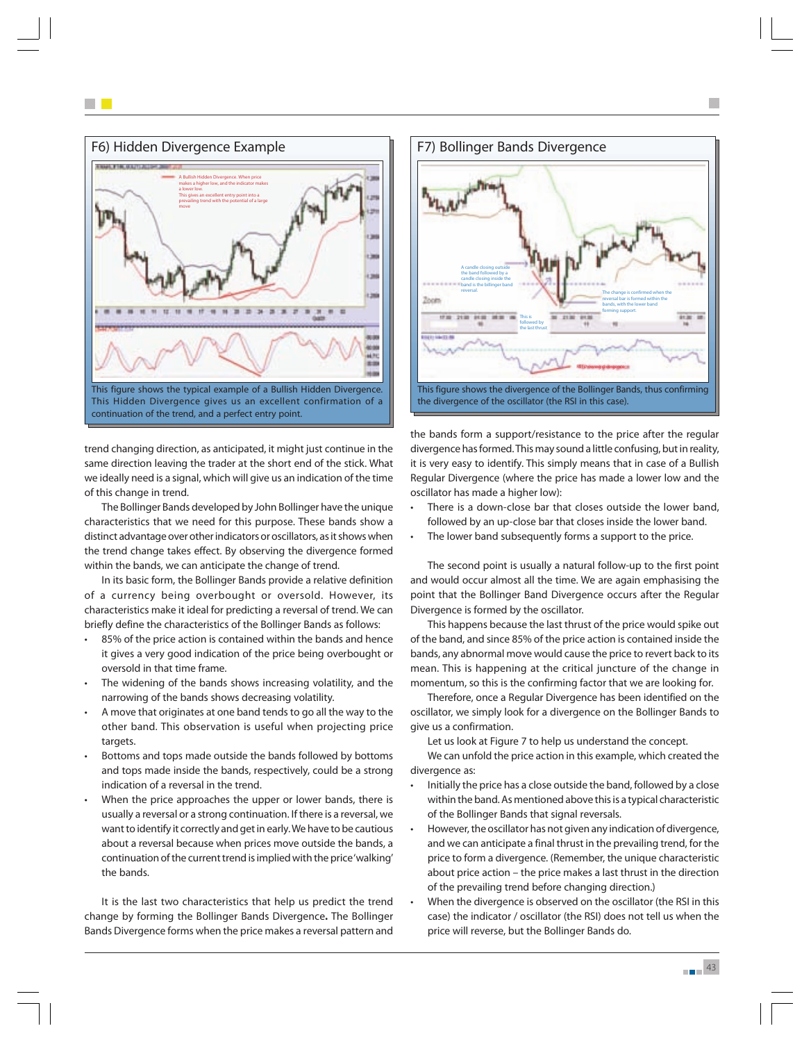## F6) Hidden Divergence Example

This figure shows the typical example of a Bullish Hidden Divergence. This Hidden Divergence gives us an excellent confirmation of a continuation of the trend, and a perfect entry point.

## F7) Bollinger Bands Divergence

This figure shows the divergence of the Bollinger Bands, thus confirming the divergence of the oscillator (the RSI in this case).

trend changing direction, as anticipated, it might just continue in the same direction leaving the trader at the short end of the stick. What we ideally need is a signal, which will give us an indication of the time of this change in trend.

The Bollinger Bands developed by John Bollinger have the unique characteristics that we need for this purpose. These bands show a distinct advantage over other indicators or oscillators, as it shows when the trend change takes effect. By observing the divergence formed within the bands, we can anticipate the change of trend.

In its basic form, the Bollinger Bands provide a relative definition of a currency being overbought or oversold. However, its characteristics make it ideal for predicting a reversal of trend. We can briefly define the characteristics of the Bollinger Bands as follows:

- 85% of the price action is contained within the bands and hence it gives a very good indication of the price being overbought or oversold in that time frame.
- The widening of the bands shows increasing volatility, and the narrowing of the bands shows decreasing volatility.
- A move that originates at one band tends to go all the way to the other band. This observation is useful when projecting price targets.
- Bottoms and tops made outside the bands followed by bottoms and tops made inside the bands, respectively, could be a strong indication of a reversal in the trend.
- When the price approaches the upper or lower bands, there is usually a reversal or a strong continuation. If there is a reversal, we want to identify it correctly and get in early. We have to be cautious about a reversal because when prices move outside the bands, a continuation of the current trend is implied with the price 'walking' the bands.

It is the last two characteristics that help us predict the trend change by forming the Bollinger Bands Divergence**.** The Bollinger Bands Divergence forms when the price makes a reversal pattern and the bands form a support/resistance to the price after the regular divergence has formed. This may sound a little confusing, but in reality, it is very easy to identify. This simply means that in case of a Bullish Regular Divergence (where the price has made a lower low and the oscillator has made a higher low):

- There is a down-close bar that closes outside the lower band, followed by an up-close bar that closes inside the lower band.
- The lower band subsequently forms a support to the price.

The second point is usually a natural follow-up to the first point and would occur almost all the time. We are again emphasising the point that the Bollinger Band Divergence occurs after the Regular Divergence is formed by the oscillator.

This happens because the last thrust of the price would spike out of the band, and since 85% of the price action is contained inside the bands, any abnormal move would cause the price to revert back to its mean. This is happening at the critical juncture of the change in momentum, so this is the confirming factor that we are looking for.

Therefore, once a Regular Divergence has been identified on the oscillator, we simply look for a divergence on the Bollinger Bands to give us a confirmation.

Let us look at Figure 7 to help us understand the concept.

We can unfold the price action in this example, which created the divergence as:

- Initially the price has a close outside the band, followed by a close within the band. As mentioned above this is a typical characteristic of the Bollinger Bands that signal reversals.
- However, the oscillator has not given any indication of divergence, and we can anticipate a final thrust in the prevailing trend, for the price to form a divergence. (Remember, the unique characteristic about price action – the price makes a last thrust in the direction of the prevailing trend before changing direction.)
- When the divergence is observed on the oscillator (the RSI in this case) the indicator / oscillator (the RSI) does not tell us when the price will reverse, but the Bollinger Bands do.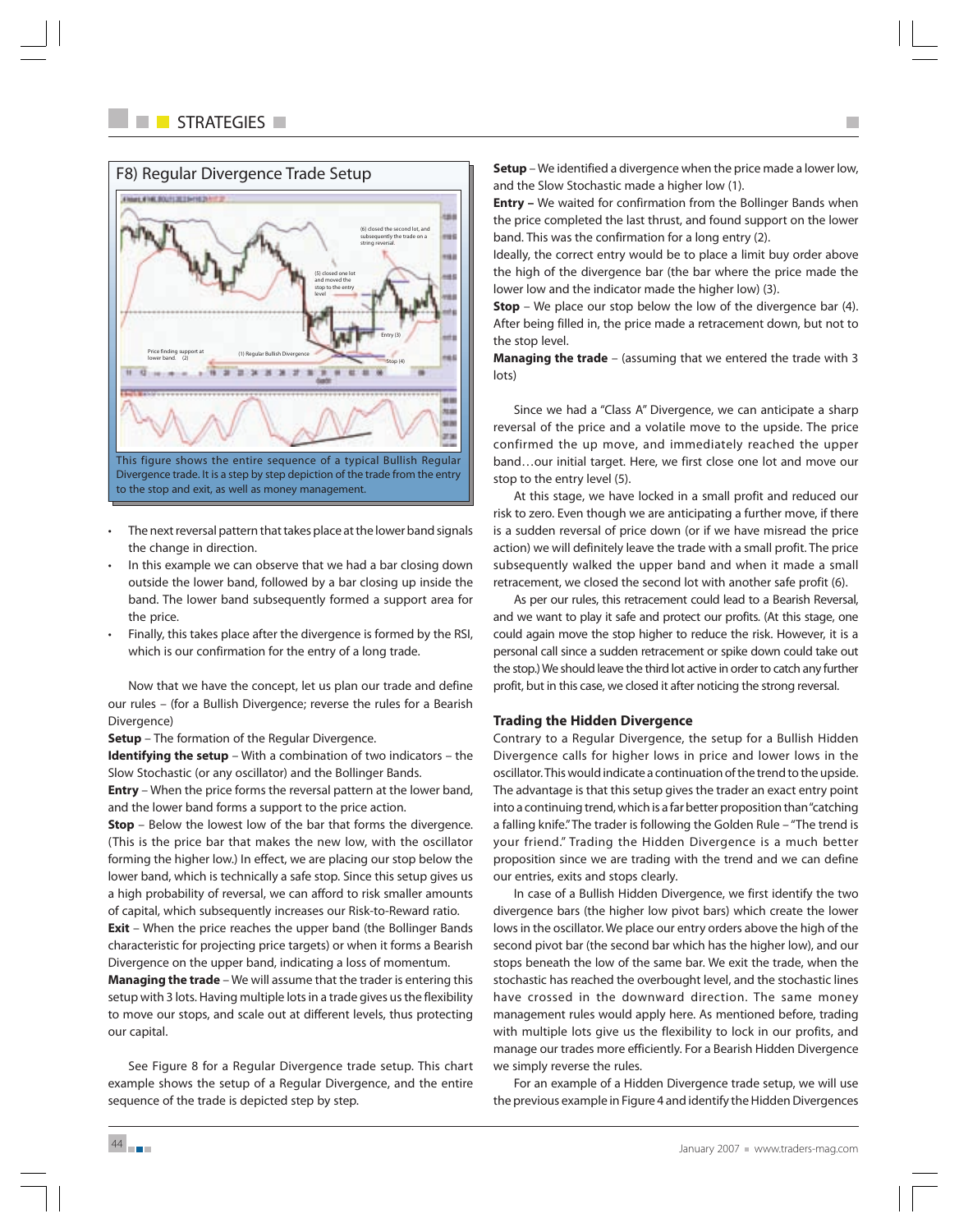### F8) Regular Divergence Trade Setup

This figure shows the entire sequence of a typical Bullish Regular Divergence trade. It is a step by step depiction of the trade from the entry to the stop and exit, as well as money management.

- The next reversal pattern that takes place at the lower band signals the change in direction.
- In this example we can observe that we had a bar closing down outside the lower band, followed by a bar closing up inside the band. The lower band subsequently formed a support area for the price.
- Finally, this takes place after the divergence is formed by the RSI, which is our confirmation for the entry of a long trade.

Now that we have the concept, let us plan our trade and define our rules – (for a Bullish Divergence; reverse the rules for a Bearish Divergence)

**Setup** – The formation of the Regular Divergence.

**Identifying the setup** – With a combination of two indicators – the Slow Stochastic (or any oscillator) and the Bollinger Bands.

**Entry** – When the price forms the reversal pattern at the lower band, and the lower band forms a support to the price action.

**Stop** – Below the lowest low of the bar that forms the divergence. (This is the price bar that makes the new low, with the oscillator forming the higher low.) In effect, we are placing our stop below the lower band, which is technically a safe stop. Since this setup gives us a high probability of reversal, we can afford to risk smaller amounts of capital, which subsequently increases our Risk-to-Reward ratio.

**Exit** – When the price reaches the upper band (the Bollinger Bands characteristic for projecting price targets) or when it forms a Bearish Divergence on the upper band, indicating a loss of momentum.

**Managing the trade** – We will assume that the trader is entering this setup with 3 lots. Having multiple lots in a trade gives us the flexibility to move our stops, and scale out at different levels, thus protecting our capital.

See Figure 8 for a Regular Divergence trade setup. This chart example shows the setup of a Regular Divergence, and the entire sequence of the trade is depicted step by step.

**Setup** – We identified a divergence when the price made a lower low, and the Slow Stochastic made a higher low (1).

**Entry –** We waited for confirmation from the Bollinger Bands when the price completed the last thrust, and found support on the lower band. This was the confirmation for a long entry (2).

Ideally, the correct entry would be to place a limit buy order above the high of the divergence bar (the bar where the price made the lower low and the indicator made the higher low) (3).

**Stop** – We place our stop below the low of the divergence bar (4). After being filled in, the price made a retracement down, but not to the stop level.

**Managing the trade** – (assuming that we entered the trade with 3 lots)

Since we had a "Class A" Divergence, we can anticipate a sharp reversal of the price and a volatile move to the upside. The price confirmed the up move, and immediately reached the upper band…our initial target. Here, we first close one lot and move our stop to the entry level (5).

At this stage, we have locked in a small profit and reduced our risk to zero. Even though we are anticipating a further move, if there is a sudden reversal of price down (or if we have misread the price action) we will definitely leave the trade with a small profit. The price subsequently walked the upper band and when it made a small retracement, we closed the second lot with another safe profit (6).

As per our rules, this retracement could lead to a Bearish Reversal, and we want to play it safe and protect our profits. (At this stage, one could again move the stop higher to reduce the risk. However, it is a personal call since a sudden retracement or spike down could take out the stop.) We should leave the third active in order to catch any further profit, but in this case, we closed it after noticing the strong reversal.

### Trading the Hidden Divergence

Contrary to a Regular Divergence, the setup for a Bullish Hidden Divergence calls for higher lows in price and lower lows in the oscillator. This would indicate a continuation of the trend to the upside. The advantage is that this setup gives the trader an exact entry point into a continuing trend, which is a far better proposition than "catching a falling knife." The trader is following the Golden Rule – "The trend is your friend." Trading the Hidden Divergence is a much better proposition since we are trading with the trend and we can define our entries, exits and stops clearly.

In case of a Bullish Hidden Divergence, we first identify the two divergence bars (the higher low pivot bars) which create the lower lows in the oscillator. We place our entry orders above the high of the second pivot bar (the second bar which has the higher low), and our stops beneath the low of the same bar. We exit the trade, when the stochastic has reached the overbought level, and the stochastic lines have crossed in the downward direction. The same money management rules would apply here. As mentioned before, trading with multiple lots give us the flexibility to lock in our profits, and manage our trades more efficiently. For a Bearish Hidden Divergence we simply reverse the rules.

For an example of a Hidden Divergence trade setup, we will use the previous example in Figure 4 and identify the Hidden Divergences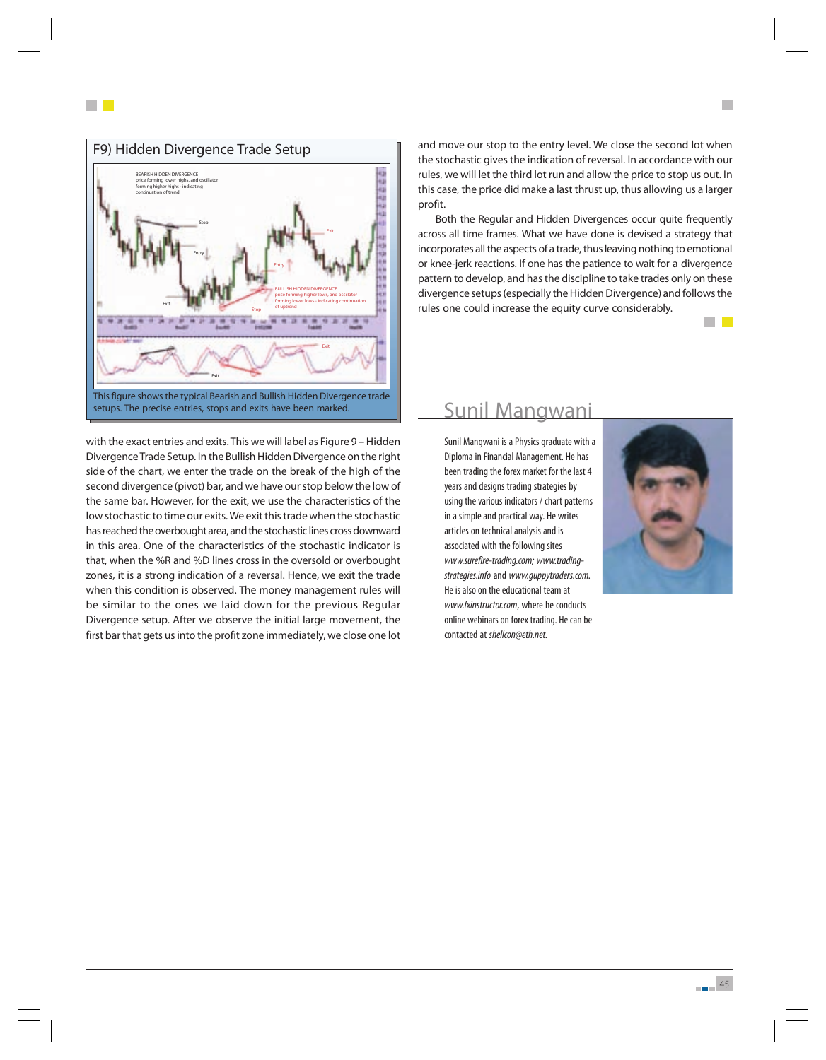## F9) Hidden Divergence Trade Setup

BEARISH HIDDEN DIVERGENCE
price forming lower highs, and oscillator forming higher highs - indicating continuation of trend

Stop

Entry

Exit

Exit

Entry

BULLISH HIDDEN DIVERGENCE
price forming higher lows, and oscillator forming lower lows - indicating continuation of uptrend

Stop

Exit

Exit

This figure shows the typical Bearish and Bullish Hidden Divergence trade setups. The precise entries, stops and exits have been marked.

with the exact entries and exits. This we will label as Figure 9 – Hidden Divergence Trade Setup. In the Bullish Hidden Divergence on the right side of the chart, we enter the trade on the break of the high of the second divergence (pivot) bar, and we have our stop below the low of the same bar. However, for the exit, we use the characteristics of the low stochastic to time our exits. We exit this trade when the stochastic has reached the overbought area, and the stochastic lines cross downward in this area. One of the characteristics of the stochastic indicator is that, when the %R and %D lines cross in the oversold or overbought zones, it is a strong indication of a reversal. Hence, we exit the trade when this condition is observed. The money management rules will be similar to the ones we laid down for the previous Regular Divergence setup. After we observe the initial large movement, the first bar that gets us into the profit zone immediately, we close one lot and move our stop to the entry level. We close the second lot when the stochastic gives the indication of reversal. In accordance with our rules, we will let the third lot run and allow the price to stop us out. In this case, the price did make a last thrust up, thus allowing us a larger profit.

Both the Regular and Hidden Divergences occur quite frequently across all time frames. What we have done is devised a strategy that incorporates all the aspects of a trade, thus leaving nothing to emotional or knee-jerk reactions. If one has the patience to wait for a divergence pattern to develop, and has the discipline to take trades only on these divergence setups (especially the Hidden Divergence) and follows the rules one could increase the equity curve considerably.

## Sunil Mangwani

Sunil Mangwani is a Physics graduate with a Diploma in Financial Management. He has been trading the forex market for the last 4 years and designs trading strategies by using the various indicators / chart patterns in a simple and practical way. He writes articles on technical analysis and is associated with the following sites *www.surefire-trading.com; www.trading-strategies.info* and *www.guppytraders.com.* He is also on the educational team at *www.fxinstructor.com*, where he conducts online webinars on forex trading. He can be contacted at *shellcon@eth.net.*